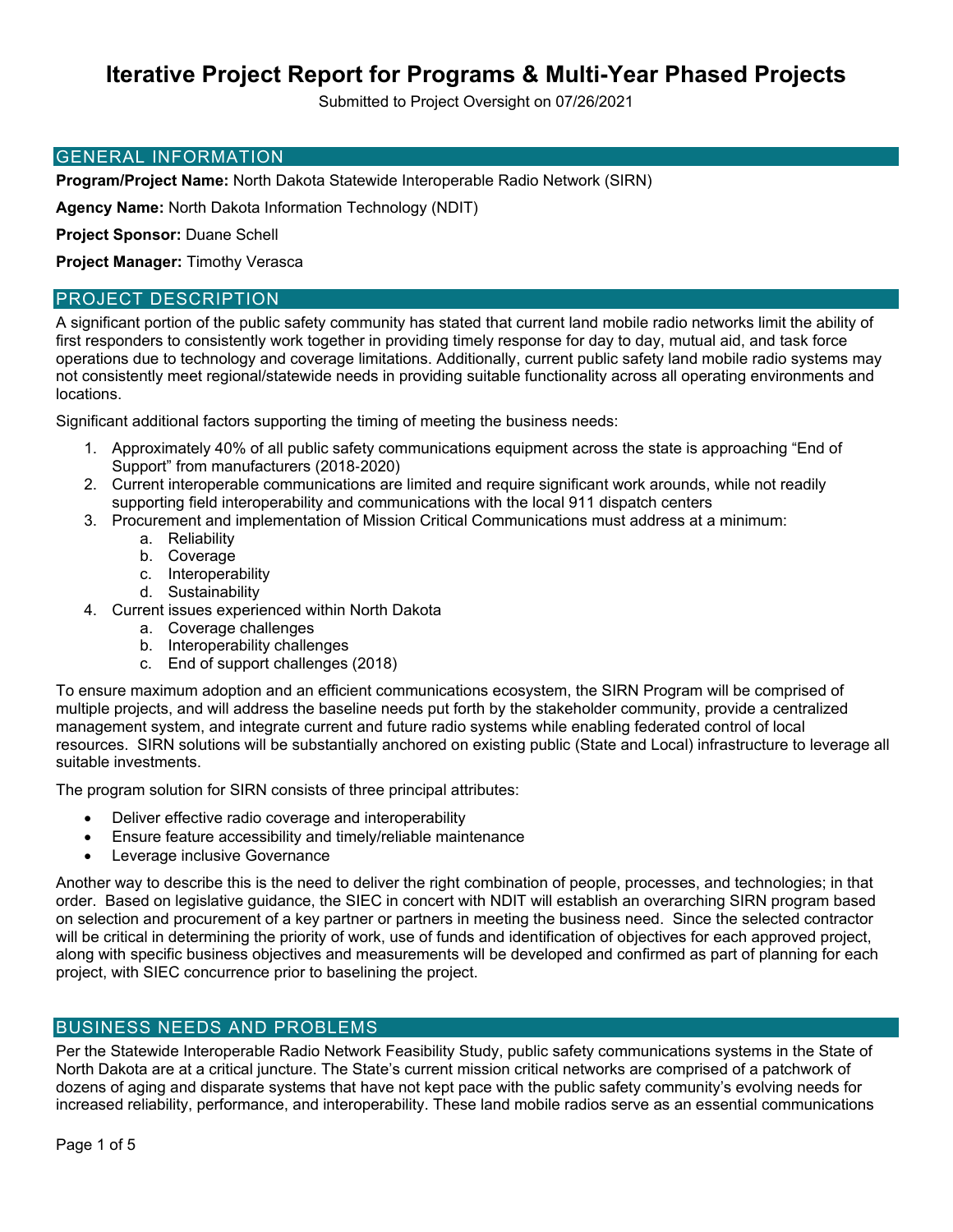# Iterative Project Report for Programs & Multi-Year Phased Projects

Submitted to Project Oversight on 07/26/2021

## GENERAL INFORMATION

**Program/Project Name:** North Dakota Statewide Interoperable Radio Network (SIRN)

**Agency Name:** North Dakota Information Technology (NDIT)

**Project Sponsor:** Duane Schell

**Project Manager:** Timothy Verasca

## PROJECT DESCRIPTION

A significant portion of the public safety community has stated that current land mobile radio networks limit the ability of first responders to consistently work together in providing timely response for day to day, mutual aid, and task force operations due to technology and coverage limitations. Additionally, current public safety land mobile radio systems may not consistently meet regional/statewide needs in providing suitable functionality across all operating environments and locations.

Significant additional factors supporting the timing of meeting the business needs:

1. Approximately 40% of all public safety communications equipment across the state is approaching "End of Support" from manufacturers (2018-2020)
2. Current interoperable communications are limited and require significant work arounds, while not readily supporting field interoperability and communications with the local 911 dispatch centers
3. Procurement and implementation of Mission Critical Communications must address at a minimum:
    a. Reliability
    b. Coverage
    c. Interoperability
    d. Sustainability
4. Current issues experienced within North Dakota
    a. Coverage challenges
    b. Interoperability challenges
    c. End of support challenges (2018)

To ensure maximum adoption and an efficient communications ecosystem, the SIRN Program will be comprised of multiple projects, and will address the baseline needs put forth by the stakeholder community, provide a centralized management system, and integrate current and future radio systems while enabling federated control of local resources. SIRN solutions will be substantially anchored on existing public (State and Local) infrastructure to leverage all suitable investments.

The program solution for SIRN consists of three principal attributes:

- Deliver effective radio coverage and interoperability
- Ensure feature accessibility and timely/reliable maintenance
- Leverage inclusive Governance

Another way to describe this is the need to deliver the right combination of people, processes, and technologies; in that order. Based on legislative guidance, the SIEC in concert with NDIT will establish an overarching SIRN program based on selection and procurement of a key partner or partners in meeting the business need. Since the selected contractor will be critical in determining the priority of work, use of funds and identification of objectives for each approved project, along with specific business objectives and measurements will be developed and confirmed as part of planning for each project, with SIEC concurrence prior to baselining the project.

## BUSINESS NEEDS AND PROBLEMS

Per the Statewide Interoperable Radio Network Feasibility Study, public safety communications systems in the State of North Dakota are at a critical juncture. The State's current mission critical networks are comprised of a patchwork of dozens of aging and disparate systems that have not kept pace with the public safety community's evolving needs for increased reliability, performance, and interoperability. These land mobile radios serve as an essential communications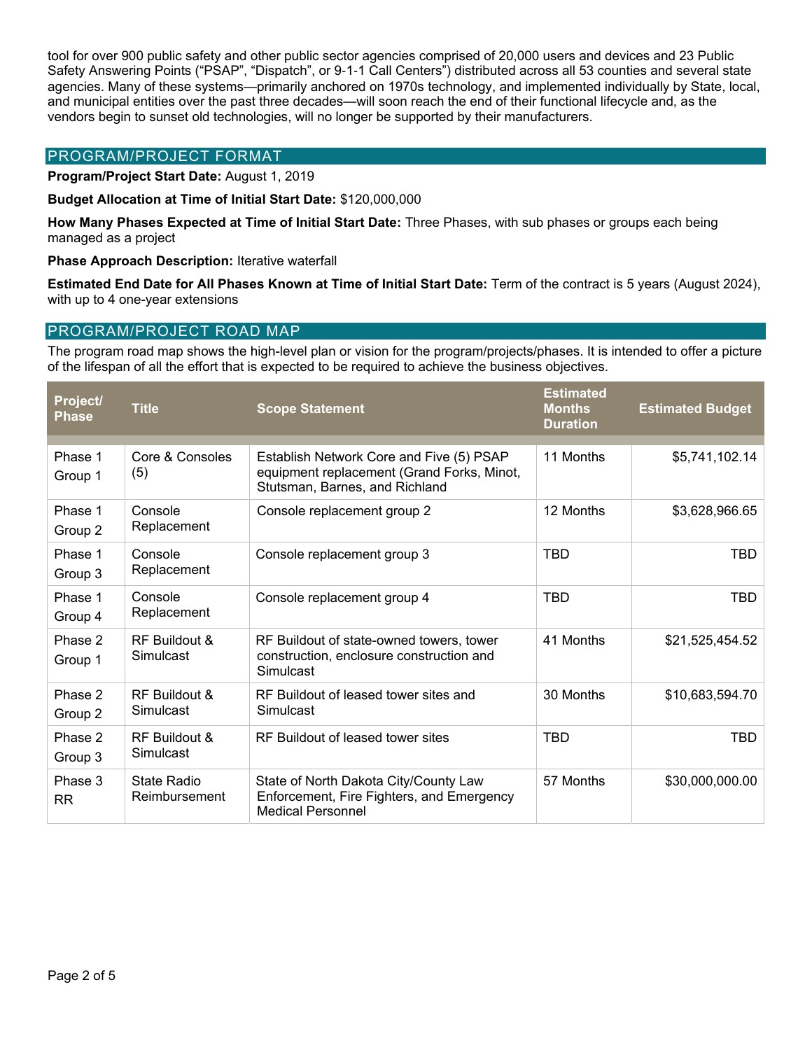tool for over 900 public safety and other public sector agencies comprised of 20,000 users and devices and 23 Public Safety Answering Points ("PSAP", "Dispatch", or 9-1-1 Call Centers") distributed across all 53 counties and several state agencies. Many of these systems—primarily anchored on 1970s technology, and implemented individually by State, local, and municipal entities over the past three decades—will soon reach the end of their functional lifecycle and, as the vendors begin to sunset old technologies, will no longer be supported by their manufacturers.

## PROGRAM/PROJECT FORMAT

**Program/Project Start Date:** August 1, 2019

**Budget Allocation at Time of Initial Start Date:** $120,000,000

**How Many Phases Expected at Time of Initial Start Date:** Three Phases, with sub phases or groups each being managed as a project

**Phase Approach Description:** Iterative waterfall

**Estimated End Date for All Phases Known at Time of Initial Start Date:** Term of the contract is 5 years (August 2024), with up to 4 one-year extensions

## PROGRAM/PROJECT ROAD MAP

The program road map shows the high-level plan or vision for the program/projects/phases. It is intended to offer a picture of the lifespan of all the effort that is expected to be required to achieve the business objectives.

| Project/ Phase | Title | Scope Statement | Estimated Months Duration | Estimated Budget |
|---|---|---|---|---|
| Phase 1 Group 1 | Core & Consoles (5) | Establish Network Core and Five (5) PSAP equipment replacement (Grand Forks, Minot, Stutsman, Barnes, and Richland | 11 Months | $5,741,102.14 |
| Phase 1 Group 2 | Console Replacement | Console replacement group 2 | 12 Months | $3,628,966.65 |
| Phase 1 Group 3 | Console Replacement | Console replacement group 3 | TBD | TBD |
| Phase 1 Group 4 | Console Replacement | Console replacement group 4 | TBD | TBD |
| Phase 2 Group 1 | RF Buildout & Simulcast | RF Buildout of state-owned towers, tower construction, enclosure construction and Simulcast | 41 Months | $21,525,454.52 |
| Phase 2 Group 2 | RF Buildout & Simulcast | RF Buildout of leased tower sites and Simulcast | 30 Months | $10,683,594.70 |
| Phase 2 Group 3 | RF Buildout & Simulcast | RF Buildout of leased tower sites | TBD | TBD |
| Phase 3 RR | State Radio Reimbursement | State of North Dakota City/County Law Enforcement, Fire Fighters, and Emergency Medical Personnel | 57 Months | $30,000,000.00 |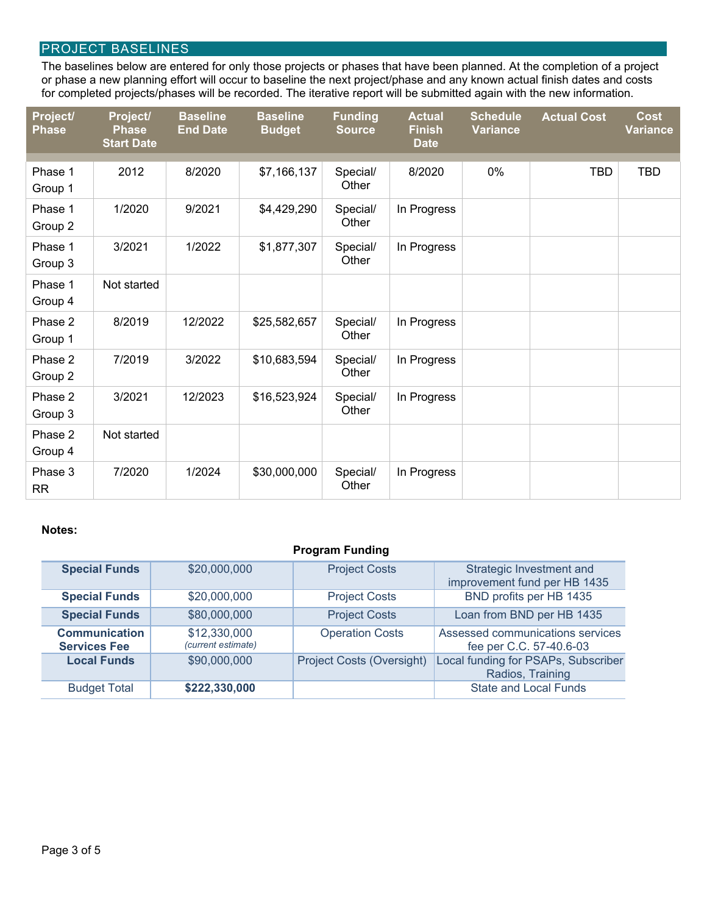## PROJECT BASELINES

The baselines below are entered for only those projects or phases that have been planned. At the completion of a project or phase a new planning effort will occur to baseline the next project/phase and any known actual finish dates and costs for completed projects/phases will be recorded. The iterative report will be submitted again with the new information.

| Project/ Phase | Project/ Phase Start Date | Baseline End Date | Baseline Budget | Funding Source | Actual Finish Date | Schedule Variance | Actual Cost | Cost Variance |
|---|---|---|---|---|---|---|---|---|
| Phase 1 Group 1 | 2012 | 8/2020 | $7,166,137 | Special/ Other | 8/2020 | 0% | TBD | TBD |
| Phase 1 Group 2 | 1/2020 | 9/2021 | $4,429,290 | Special/ Other | In Progress | | | |
| Phase 1 Group 3 | 3/2021 | 1/2022 | $1,877,307 | Special/ Other | In Progress | | | |
| Phase 1 Group 4 | Not started | | | | | | | |
| Phase 2 Group 1 | 8/2019 | 12/2022 | $25,582,657 | Special/ Other | In Progress | | | |
| Phase 2 Group 2 | 7/2019 | 3/2022 | $10,683,594 | Special/ Other | In Progress | | | |
| Phase 2 Group 3 | 3/2021 | 12/2023 | $16,523,924 | Special/ Other | In Progress | | | |
| Phase 2 Group 4 | Not started | | | | | | | |
| Phase 3 RR | 7/2020 | 1/2024 | $30,000,000 | Special/ Other | In Progress | | | |

**Notes:**

**Program Funding**

| | | | |
|---|---|---|---|
| **Special Funds** | $20,000,000 | Project Costs | Strategic Investment and improvement fund per HB 1435 |
| **Special Funds** | $20,000,000 | Project Costs | BND profits per HB 1435 |
| **Special Funds** | $80,000,000 | Project Costs | Loan from BND per HB 1435 |
| **Communication Services Fee** | $12,330,000 *(current estimate)* | Operation Costs | Assessed communications services fee per C.C. 57-40.6-03 |
| **Local Funds** | $90,000,000 | Project Costs (Oversight) | Local funding for PSAPs, Subscriber Radios, Training |
| Budget Total | **$222,330,000** | | State and Local Funds |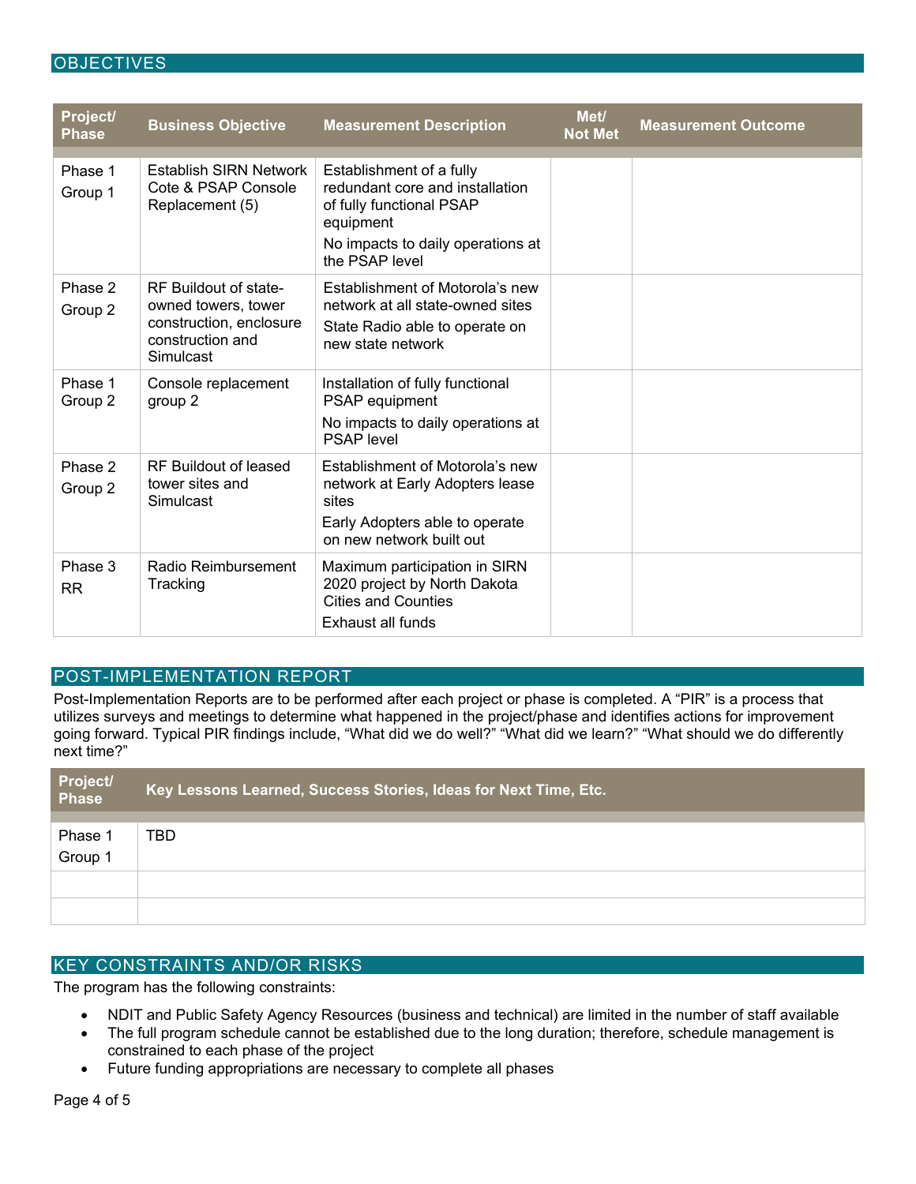## OBJECTIVES

| Project/ Phase | Business Objective | Measurement Description | Met/ Not Met | Measurement Outcome |
|---|---|---|---|---|
| Phase 1 Group 1 | Establish SIRN Network Cote & PSAP Console Replacement (5) | Establishment of a fully redundant core and installation of fully functional PSAP equipment<br>No impacts to daily operations at the PSAP level | | |
| Phase 2 Group 2 | RF Buildout of state-owned towers, tower construction, enclosure construction and Simulcast | Establishment of Motorola's new network at all state-owned sites<br>State Radio able to operate on new state network | | |
| Phase 1 Group 2 | Console replacement group 2 | Installation of fully functional PSAP equipment<br>No impacts to daily operations at PSAP level | | |
| Phase 2 Group 2 | RF Buildout of leased tower sites and Simulcast | Establishment of Motorola's new network at Early Adopters lease sites<br>Early Adopters able to operate on new network built out | | |
| Phase 3 RR | Radio Reimbursement Tracking | Maximum participation in SIRN 2020 project by North Dakota Cities and Counties<br>Exhaust all funds | | |

## POST-IMPLEMENTATION REPORT

Post-Implementation Reports are to be performed after each project or phase is completed. A "PIR" is a process that utilizes surveys and meetings to determine what happened in the project/phase and identifies actions for improvement going forward. Typical PIR findings include, "What did we do well?" "What did we learn?" "What should we do differently next time?"

| Project/ Phase | Key Lessons Learned, Success Stories, Ideas for Next Time, Etc. |
|---|---|
| Phase 1 Group 1 | TBD |
| | |
| | |

## KEY CONSTRAINTS AND/OR RISKS

The program has the following constraints:

- NDIT and Public Safety Agency Resources (business and technical) are limited in the number of staff available
- The full program schedule cannot be established due to the long duration; therefore, schedule management is constrained to each phase of the project
- Future funding appropriations are necessary to complete all phases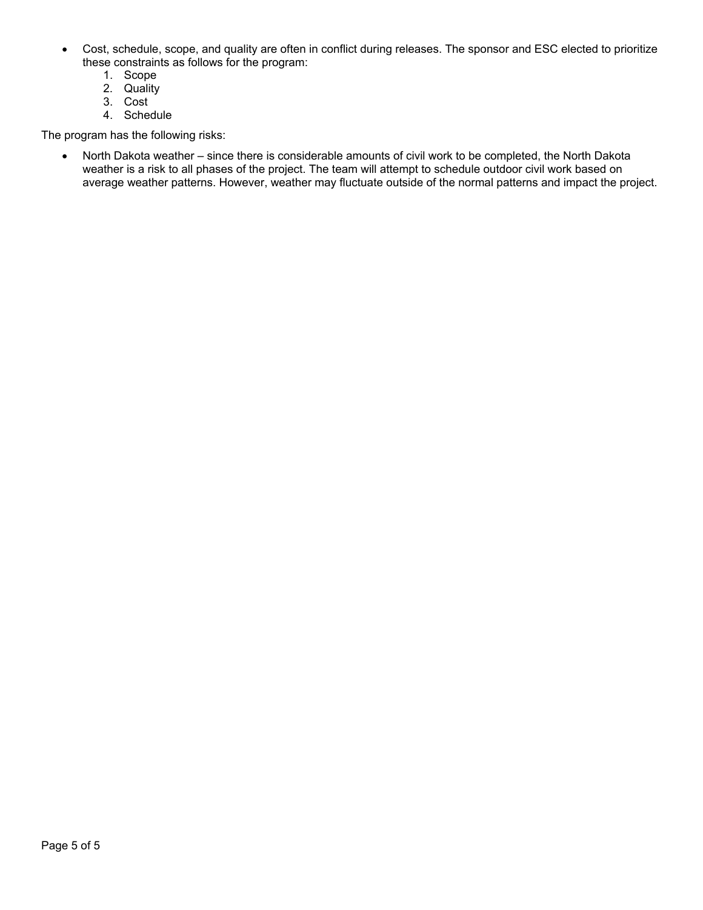- Cost, schedule, scope, and quality are often in conflict during releases. The sponsor and ESC elected to prioritize these constraints as follows for the program:
    1. Scope
    2. Quality
    3. Cost
    4. Schedule

The program has the following risks:

- North Dakota weather – since there is considerable amounts of civil work to be completed, the North Dakota weather is a risk to all phases of the project. The team will attempt to schedule outdoor civil work based on average weather patterns. However, weather may fluctuate outside of the normal patterns and impact the project.